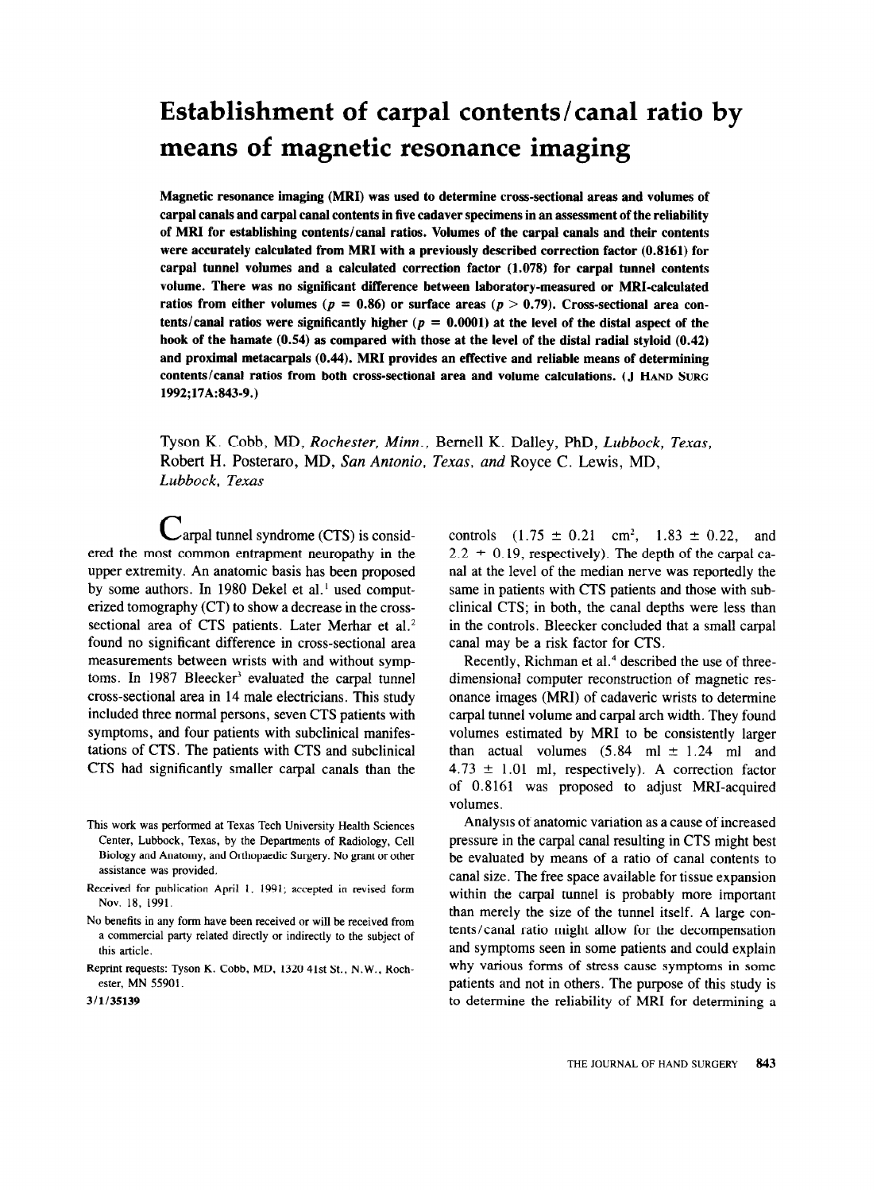# Establishment of carpal contents/canal ratio by means of magnetic resonance imaging

**Magnetic resonance imaging (MRI) was used to determine cross-sectional areas and volumes of carpal canals and carpal canal contents in five cadaver specimens in an assessment of the reliability of MRI for establishing contents/canal ratios. Volumes of the carpal canals and their contents were accurately calculated from MRI with a previously described correction factor (0.8161) for carpal tunnel volumes and a calculated correction factor (1.078) for carpal tunnel contents volume. There was no significant difference between laboratory-measured or MRI-calculated ratios from either volumes ($p = 0.86$) or surface areas ($p > 0.79$). Cross-sectional area contents/canal ratios were significantly higher ($p = 0.0001$) at the level of the distal aspect of the hook of the hamate (0.54) as compared with those at the level of the distal radial styloid (0.42) and proximal metacarpals (0.44). MRI provides an effective and reliable means of determining contents/canal ratios from both cross-sectional area and volume calculations. (J Hand Surg 1992;17A:843-9.)**

Tyson K. Cobb, MD, *Rochester, Minn.*, Bernell K. Dalley, PhD, *Lubbock, Texas*, Robert H. Posteraro, MD, *San Antonio, Texas, and* Royce C. Lewis, MD, *Lubbock, Texas*

Carpal tunnel syndrome (CTS) is considered the most common entrapment neuropathy in the upper extremity. An anatomic basis has been proposed by some authors. In 1980 Dekel et al.[1] used computerized tomography (CT) to show a decrease in the cross-sectional area of CTS patients. Later Merhar et al.[2] found no significant difference in cross-sectional area measurements between wrists with and without symptoms. In 1987 Bleecker[3] evaluated the carpal tunnel cross-sectional area in 14 male electricians. This study included three normal persons, seven CTS patients with symptoms, and four patients with subclinical manifestations of CTS. The patients with CTS and subclinical CTS had significantly smaller carpal canals than the controls ($1.75 \pm 0.21$ $cm^2$, $1.83 \pm 0.22$, and $2.2 \pm 0.19$, respectively). The depth of the carpal canal at the level of the median nerve was reportedly the same in patients with CTS patients and those with subclinical CTS; in both, the canal depths were less than in the controls. Bleecker concluded that a small carpal canal may be a risk factor for CTS.

Recently, Richman et al.[4] described the use of three-dimensional computer reconstruction of magnetic resonance images (MRI) of cadaveric wrists to determine carpal tunnel volume and carpal arch width. They found volumes estimated by MRI to be consistently larger than actual volumes ($5.84$ ml $\pm 1.24$ ml and $4.73 \pm 1.01$ ml, respectively). A correction factor of 0.8161 was proposed to adjust MRI-acquired volumes.

Analysis of anatomic variation as a cause of increased pressure in the carpal canal resulting in CTS might best be evaluated by means of a ratio of canal contents to canal size. The free space available for tissue expansion within the carpal tunnel is probably more important than merely the size of the tunnel itself. A large contents/canal ratio might allow for the decompensation and symptoms seen in some patients and could explain why various forms of stress cause symptoms in some patients and not in others. The purpose of this study is to determine the reliability of MRI for determining a

This work was performed at Texas Tech University Health Sciences Center, Lubbock, Texas, by the Departments of Radiology, Cell Biology and Anatomy, and Orthopaedic Surgery. No grant or other assistance was provided.

Received for publication April 1, 1991; accepted in revised form Nov. 18, 1991.

No benefits in any form have been received or will be received from a commercial party related directly or indirectly to the subject of this article.

Reprint requests: Tyson K. Cobb, MD, 1320 41st St., N.W., Rochester, MN 55901.

3/1/35139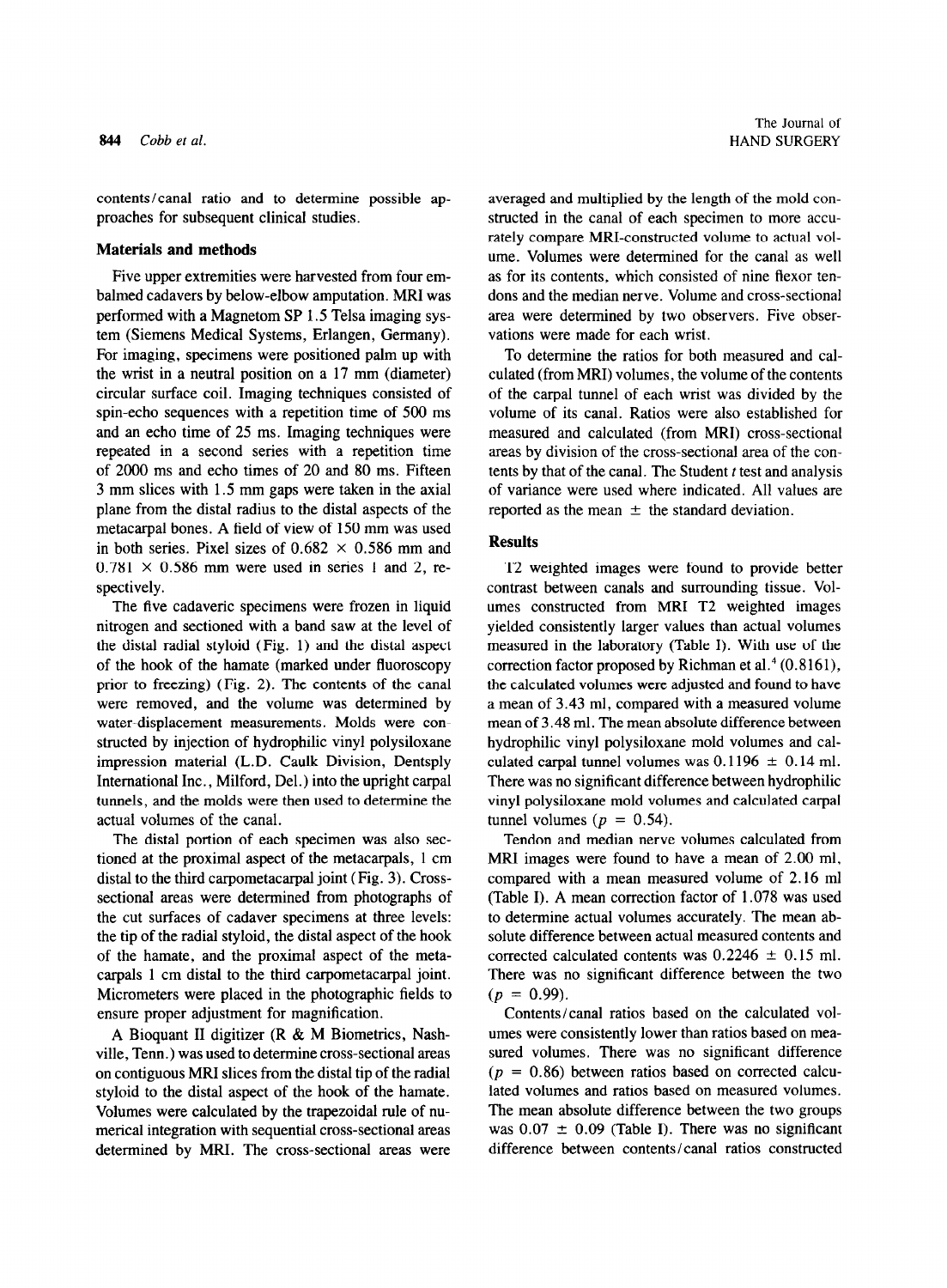contents/canal ratio and to determine possible approaches for subsequent clinical studies.

## Materials and methods

Five upper extremities were harvested from four embalmed cadavers by below-elbow amputation. MRI was performed with a Magnetom SP 1.5 Telsa imaging system (Siemens Medical Systems, Erlangen, Germany). For imaging, specimens were positioned palm up with the wrist in a neutral position on a 17 mm (diameter) circular surface coil. Imaging techniques consisted of spin-echo sequences with a repetition time of 500 ms and an echo time of 25 ms. Imaging techniques were repeated in a second series with a repetition time of 2000 ms and echo times of 20 and 80 ms. Fifteen 3 mm slices with 1.5 mm gaps were taken in the axial plane from the distal radius to the distal aspects of the metacarpal bones. A field of view of 150 mm was used in both series. Pixel sizes of 0.682 × 0.586 mm and 0.781 × 0.586 mm were used in series 1 and 2, respectively.

The five cadaveric specimens were frozen in liquid nitrogen and sectioned with a band saw at the level of the distal radial styloid (Fig. 1) and the distal aspect of the hook of the hamate (marked under fluoroscopy prior to freezing) (Fig. 2). The contents of the canal were removed, and the volume was determined by water-displacement measurements. Molds were constructed by injection of hydrophilic vinyl polysiloxane impression material (L.D. Caulk Division, Dentsply International Inc., Milford, Del.) into the upright carpal tunnels, and the molds were then used to determine the actual volumes of the canal.

The distal portion of each specimen was also sectioned at the proximal aspect of the metacarpals, 1 cm distal to the third carpometacarpal joint (Fig. 3). Cross-sectional areas were determined from photographs of the cut surfaces of cadaver specimens at three levels: the tip of the radial styloid, the distal aspect of the hook of the hamate, and the proximal aspect of the metacarpals 1 cm distal to the third carpometacarpal joint. Micrometers were placed in the photographic fields to ensure proper adjustment for magnification.

A Bioquant II digitizer (R & M Biometrics, Nashville, Tenn.) was used to determine cross-sectional areas on contiguous MRI slices from the distal tip of the radial styloid to the distal aspect of the hook of the hamate. Volumes were calculated by the trapezoidal rule of numerical integration with sequential cross-sectional areas determined by MRI. The cross-sectional areas were averaged and multiplied by the length of the mold constructed in the canal of each specimen to more accurately compare MRI-constructed volume to actual volume. Volumes were determined for the canal as well as for its contents, which consisted of nine flexor tendons and the median nerve. Volume and cross-sectional area were determined by two observers. Five observations were made for each wrist.

To determine the ratios for both measured and calculated (from MRI) volumes, the volume of the contents of the carpal tunnel of each wrist was divided by the volume of its canal. Ratios were also established for measured and calculated (from MRI) cross-sectional areas by division of the cross-sectional area of the contents by that of the canal. The Student *t* test and analysis of variance were used where indicated. All values are reported as the mean ± the standard deviation.

## Results

T2 weighted images were found to provide better contrast between canals and surrounding tissue. Volumes constructed from MRI T2 weighted images yielded consistently larger values than actual volumes measured in the laboratory (Table I). With use of the correction factor proposed by Richman et al.[4] (0.8161), the calculated volumes were adjusted and found to have a mean of 3.43 ml, compared with a measured volume mean of 3.48 ml. The mean absolute difference between hydrophilic vinyl polysiloxane mold volumes and calculated carpal tunnel volumes was 0.1196 ± 0.14 ml. There was no significant difference between hydrophilic vinyl polysiloxane mold volumes and calculated carpal tunnel volumes ($p = 0.54$).

Tendon and median nerve volumes calculated from MRI images were found to have a mean of 2.00 ml, compared with a mean measured volume of 2.16 ml (Table I). A mean correction factor of 1.078 was used to determine actual volumes accurately. The mean absolute difference between actual measured contents and corrected calculated contents was 0.2246 ± 0.15 ml. There was no significant difference between the two ($p = 0.99$).

Contents/canal ratios based on the calculated volumes were consistently lower than ratios based on measured volumes. There was no significant difference ($p = 0.86$) between ratios based on corrected calculated volumes and ratios based on measured volumes. The mean absolute difference between the two groups was 0.07 ± 0.09 (Table I). There was no significant difference between contents/canal ratios constructed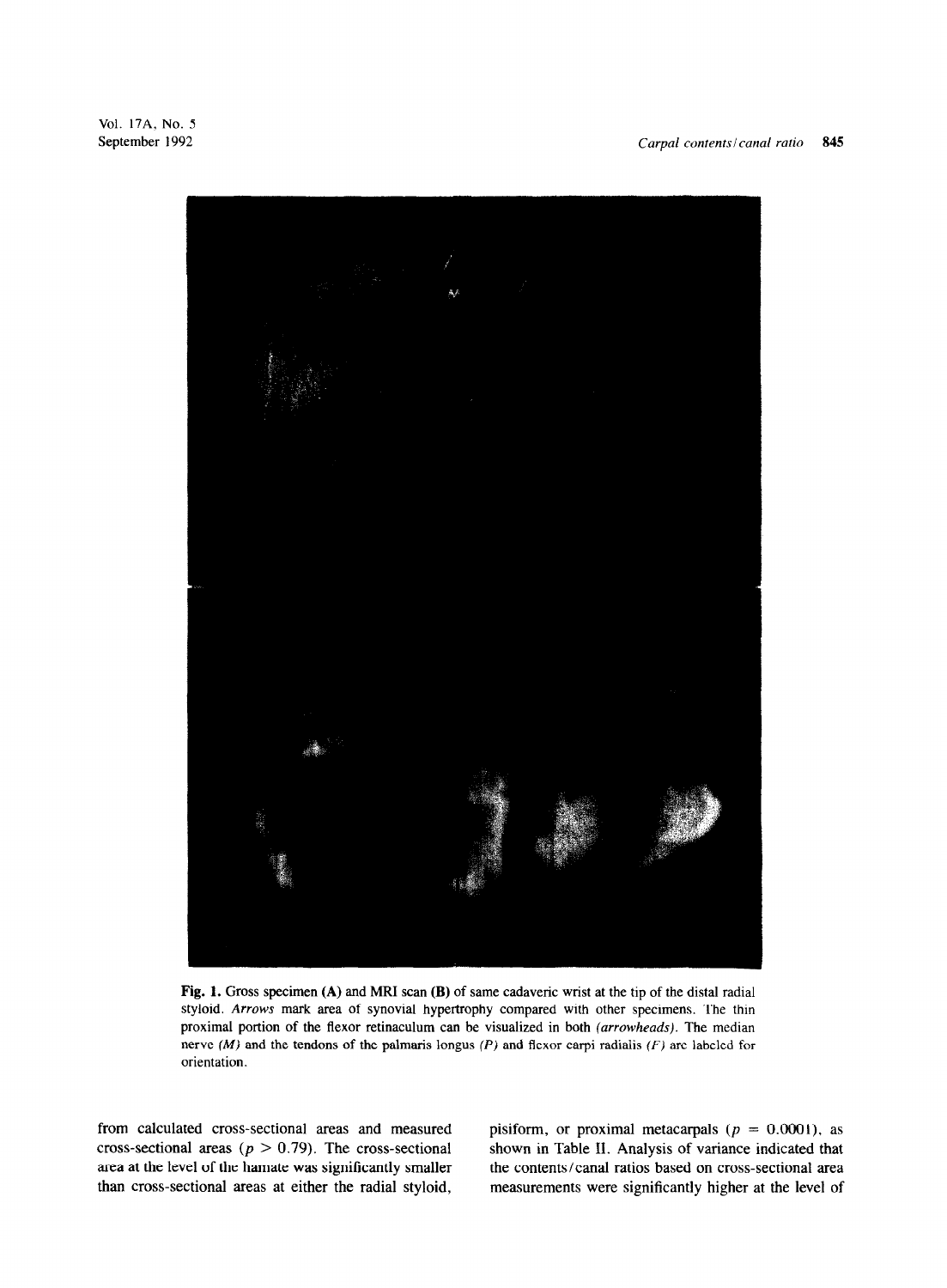Fig. 1. Gross specimen (A) and MRI scan (B) of same cadaveric wrist at the tip of the distal radial styloid. *Arrows* mark area of synovial hypertrophy compared with other specimens. The thin proximal portion of the flexor retinaculum can be visualized in both *(arrowheads)*. The median nerve *(M)* and the tendons of the palmaris longus *(P)* and flexor carpi radialis *(F)* are labeled for orientation.

from calculated cross-sectional areas and measured cross-sectional areas ($p > 0.79$). The cross-sectional area at the level of the hamate was significantly smaller than cross-sectional areas at either the radial styloid, pisiform, or proximal metacarpals ($p = 0.0001$), as shown in Table II. Analysis of variance indicated that the contents/canal ratios based on cross-sectional area measurements were significantly higher at the level of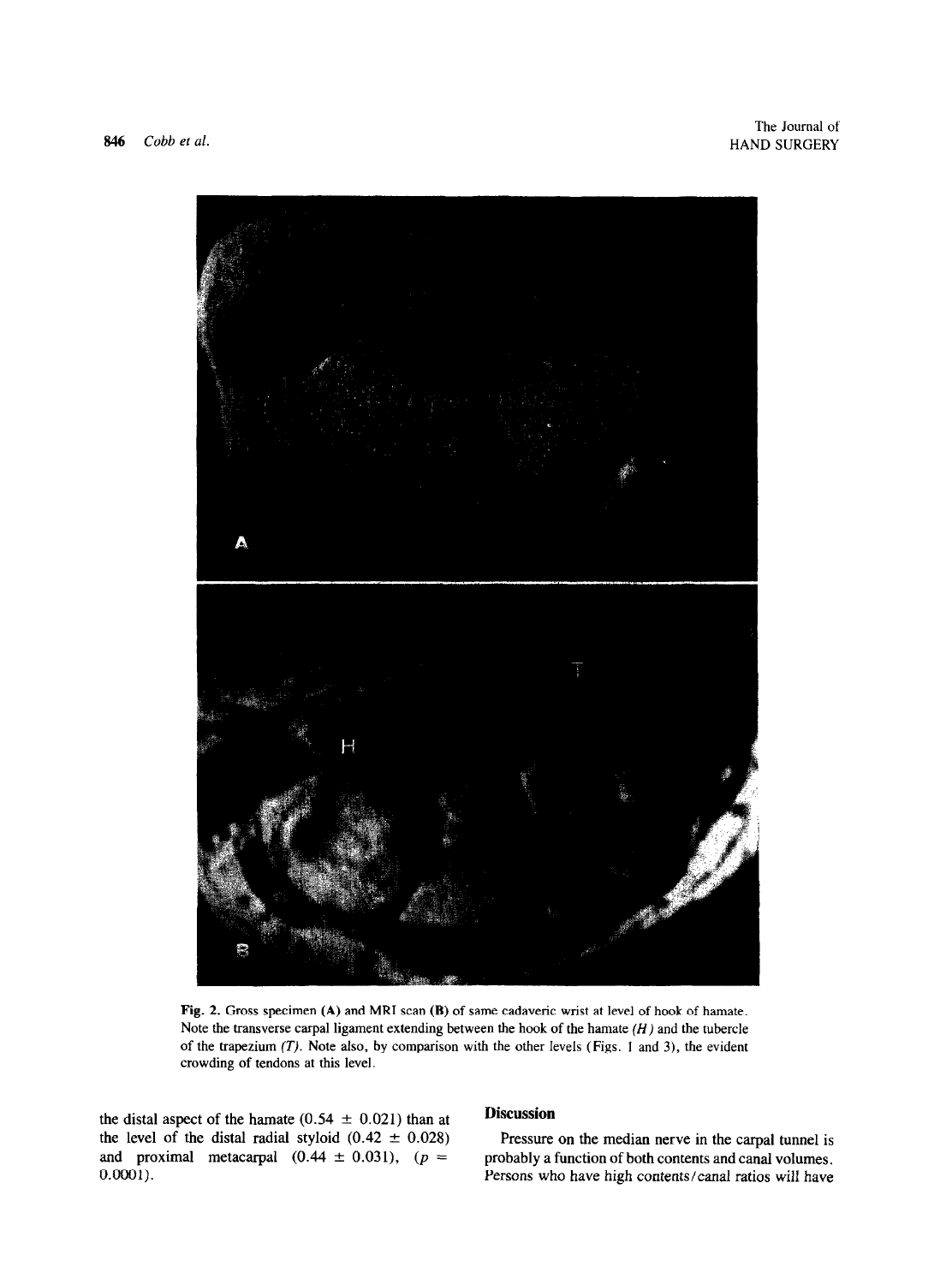Fig. 2. Gross specimen (A) and MRI scan (B) of same cadaveric wrist at level of hook of hamate. Note the transverse carpal ligament extending between the hook of the hamate (*H*) and the tubercle of the trapezium (*T*). Note also, by comparison with the other levels (Figs. 1 and 3), the evident crowding of tendons at this level.

the distal aspect of the hamate (0.54 ± 0.021) than at the level of the distal radial styloid (0.42 ± 0.028) and proximal metacarpal (0.44 ± 0.031), ($p = 0.0001$).

## Discussion

Pressure on the median nerve in the carpal tunnel is probably a function of both contents and canal volumes. Persons who have high contents/canal ratios will have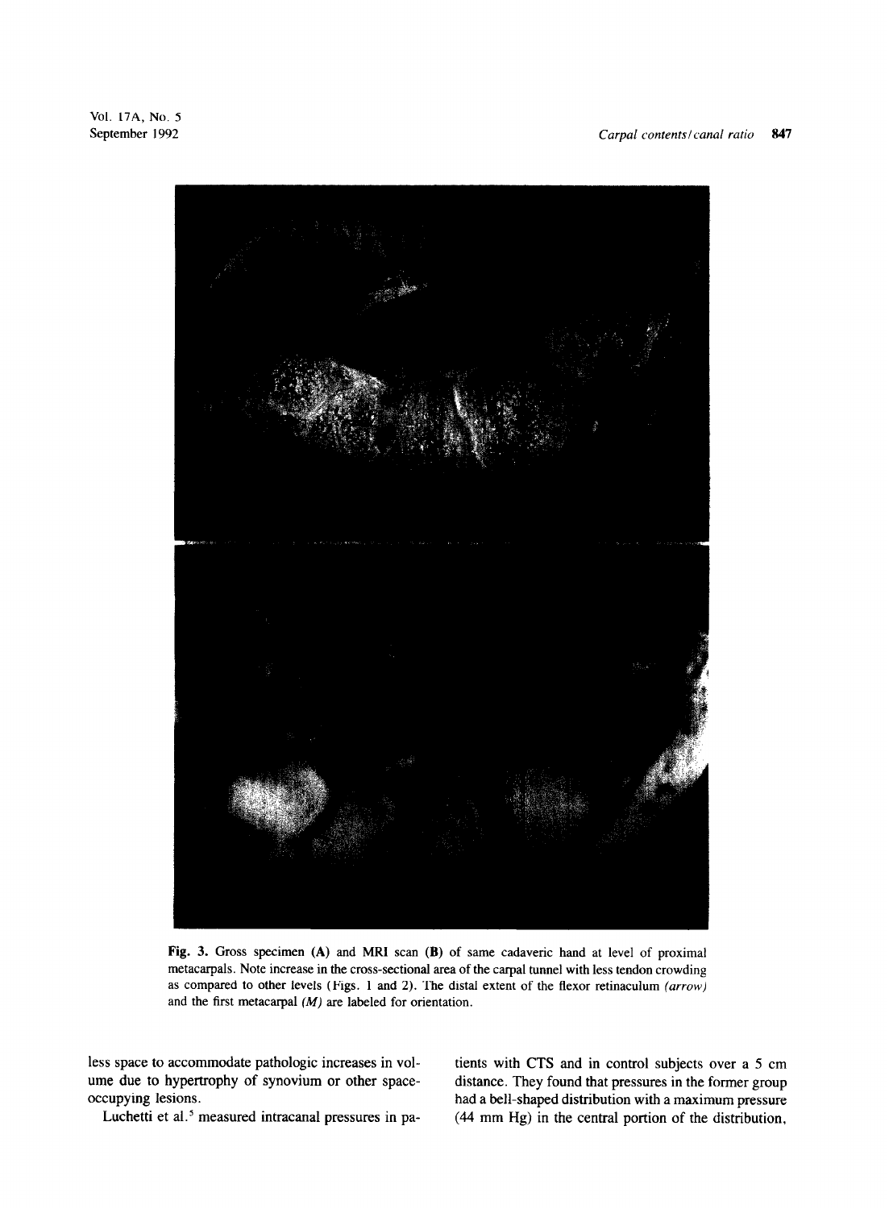Fig. 3. Gross specimen (A) and MRI scan (B) of same cadaveric hand at level of proximal metacarpals. Note increase in the cross-sectional area of the carpal tunnel with less tendon crowding as compared to other levels (Figs. 1 and 2). The distal extent of the flexor retinaculum *(arrow)* and the first metacarpal *(M)* are labeled for orientation.

less space to accommodate pathologic increases in volume due to hypertrophy of synovium or other space-occupying lesions.

Luchetti et al.[5] measured intracanal pressures in patients with CTS and in control subjects over a 5 cm distance. They found that pressures in the former group had a bell-shaped distribution with a maximum pressure (44 mm Hg) in the central portion of the distribution,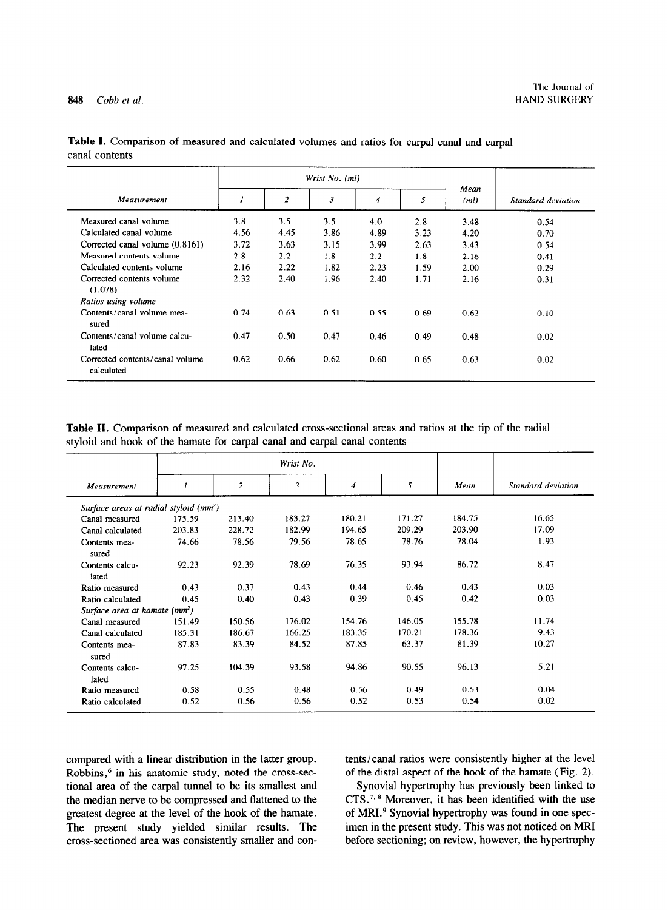**Table I.** Comparison of measured and calculated volumes and ratios for carpal canal and carpal canal contents

| Measurement | Wrist No. (ml) | | | | | Mean (ml) | Standard deviation |
|---|---|---|---|---|---|---|---|
| | 1 | 2 | 3 | 4 | 5 | | |
| Measured canal volume | 3.8 | 3.5 | 3.5 | 4.0 | 2.8 | 3.48 | 0.54 |
| Calculated canal volume | 4.56 | 4.45 | 3.86 | 4.89 | 3.23 | 4.20 | 0.70 |
| Corrected canal volume (0.8161) | 3.72 | 3.63 | 3.15 | 3.99 | 2.63 | 3.43 | 0.54 |
| Measured contents volume | 2.8 | 2.2 | 1.8 | 2.2 | 1.8 | 2.16 | 0.41 |
| Calculated contents volume | 2.16 | 2.22 | 1.82 | 2.23 | 1.59 | 2.00 | 0.29 |
| Corrected contents volume (1.078) | 2.32 | 2.40 | 1.96 | 2.40 | 1.71 | 2.16 | 0.31 |
| *Ratios using volume* | | | | | | | |
| Contents/canal volume measured | 0.74 | 0.63 | 0.51 | 0.55 | 0.69 | 0.62 | 0.10 |
| Contents/canal volume calculated | 0.47 | 0.50 | 0.47 | 0.46 | 0.49 | 0.48 | 0.02 |
| Corrected contents/canal volume calculated | 0.62 | 0.66 | 0.62 | 0.60 | 0.65 | 0.63 | 0.02 |

**Table II.** Comparison of measured and calculated cross-sectional areas and ratios at the tip of the radial styloid and hook of the hamate for carpal canal and carpal canal contents

| Measurement | Wrist No. | | | | | Mean | Standard deviation |
|---|---|---|---|---|---|---|---|
| | 1 | 2 | 3 | 4 | 5 | | |
| *Surface areas at radial styloid (mm²)* | | | | | | | |
| Canal measured | 175.59 | 213.40 | 183.27 | 180.21 | 171.27 | 184.75 | 16.65 |
| Canal calculated | 203.83 | 228.72 | 182.99 | 194.65 | 209.29 | 203.90 | 17.09 |
| Contents measured | 74.66 | 78.56 | 79.56 | 78.65 | 78.76 | 78.04 | 1.93 |
| Contents calculated | 92.23 | 92.39 | 78.69 | 76.35 | 93.94 | 86.72 | 8.47 |
| Ratio measured | 0.43 | 0.37 | 0.43 | 0.44 | 0.46 | 0.43 | 0.03 |
| Ratio calculated | 0.45 | 0.40 | 0.43 | 0.39 | 0.45 | 0.42 | 0.03 |
| *Surface area at hamate (mm²)* | | | | | | | |
| Canal measured | 151.49 | 150.56 | 176.02 | 154.76 | 146.05 | 155.78 | 11.74 |
| Canal calculated | 185.31 | 186.67 | 166.25 | 183.35 | 170.21 | 178.36 | 9.43 |
| Contents measured | 87.83 | 83.39 | 84.52 | 87.85 | 63.37 | 81.39 | 10.27 |
| Contents calculated | 97.25 | 104.39 | 93.58 | 94.86 | 90.55 | 96.13 | 5.21 |
| Ratio measured | 0.58 | 0.55 | 0.48 | 0.56 | 0.49 | 0.53 | 0.04 |
| Ratio calculated | 0.52 | 0.56 | 0.56 | 0.52 | 0.53 | 0.54 | 0.02 |

compared with a linear distribution in the latter group. Robbins,[6] in his anatomic study, noted the cross-sectional area of the carpal tunnel to be its smallest and the median nerve to be compressed and flattened to the greatest degree at the level of the hook of the hamate. The present study yielded similar results. The cross-sectioned area was consistently smaller and contents/canal ratios were consistently higher at the level of the distal aspect of the hook of the hamate (Fig. 2).

Synovial hypertrophy has previously been linked to CTS.[7, 8] Moreover, it has been identified with the use of MRI.[9] Synovial hypertrophy was found in one specimen in the present study. This was not noticed on MRI before sectioning; on review, however, the hypertrophy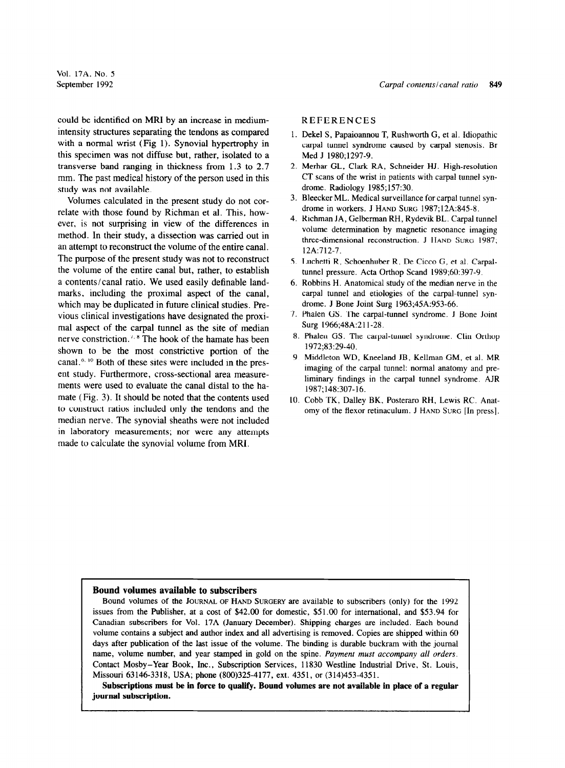could be identified on MRI by an increase in medium-intensity structures separating the tendons as compared with a normal wrist (Fig 1). Synovial hypertrophy in this specimen was not diffuse but, rather, isolated to a transverse band ranging in thickness from 1.3 to 2.7 mm. The past medical history of the person used in this study was not available.

Volumes calculated in the present study do not correlate with those found by Richman et al. This, however, is not surprising in view of the differences in method. In their study, a dissection was carried out in an attempt to reconstruct the volume of the entire canal. The purpose of the present study was not to reconstruct the volume of the entire canal but, rather, to establish a contents/canal ratio. We used easily definable landmarks, including the proximal aspect of the canal, which may be duplicated in future clinical studies. Previous clinical investigations have designated the proximal aspect of the carpal tunnel as the site of median nerve constriction.[7, 8] The hook of the hamate has been shown to be the most constrictive portion of the canal.[6, 10] Both of these sites were included in the present study. Furthermore, cross-sectional area measurements were used to evaluate the canal distal to the hamate (Fig. 3). It should be noted that the contents used to construct ratios included only the tendons and the median nerve. The synovial sheaths were not included in laboratory measurements; nor were any attempts made to calculate the synovial volume from MRI.

## REFERENCES

1. Dekel S, Papaioannou T, Rushworth G, et al. Idiopathic carpal tunnel syndrome caused by carpal stenosis. Br Med J 1980;1297-9.
2. Merhar GL, Clark RA, Schneider HJ. High-resolution CT scans of the wrist in patients with carpal tunnel syndrome. Radiology 1985;157:30.
3. Bleecker ML. Medical surveillance for carpal tunnel syndrome in workers. J Hand Surg 1987;12A:845-8.
4. Richman JA, Gelberman RH, Rydevik BL. Carpal tunnel volume determination by magnetic resonance imaging three-dimensional reconstruction. J Hand Surg 1987;12A:712-7.
5. Luchetti R, Schoenhuber R, De Cicco G, et al. Carpal-tunnel pressure. Acta Orthop Scand 1989;60:397-9.
6. Robbins H. Anatomical study of the median nerve in the carpal tunnel and etiologies of the carpal-tunnel syndrome. J Bone Joint Surg 1963;45A:953-66.
7. Phalen GS. The carpal-tunnel syndrome. J Bone Joint Surg 1966;48A:211-28.
8. Phalen GS. The carpal-tunnel syndrome. Clin Orthop 1972;83:29-40.
9. Middleton WD, Kneeland JB, Kellman GM, et al. MR imaging of the carpal tunnel: normal anatomy and preliminary findings in the carpal tunnel syndrome. AJR 1987;148:307-16.
10. Cobb TK, Dalley BK, Posteraro RH, Lewis RC. Anatomy of the flexor retinaculum. J Hand Surg [In press].

**Bound volumes available to subscribers**

Bound volumes of the Journal of Hand Surgery are available to subscribers (only) for the 1992 issues from the Publisher, at a cost of $42.00 for domestic, $51.00 for international, and $53.94 for Canadian subscribers for Vol. 17A (January December). Shipping charges are included. Each bound volume contains a subject and author index and all advertising is removed. Copies are shipped within 60 days after publication of the last issue of the volume. The binding is durable buckram with the journal name, volume number, and year stamped in gold on the spine. *Payment must accompany all orders.* Contact Mosby–Year Book, Inc., Subscription Services, 11830 Westline Industrial Drive, St. Louis, Missouri 63146-3318, USA; phone (800)325-4177, ext. 4351, or (314)453-4351.

**Subscriptions must be in force to qualify. Bound volumes are not available in place of a regular journal subscription.**